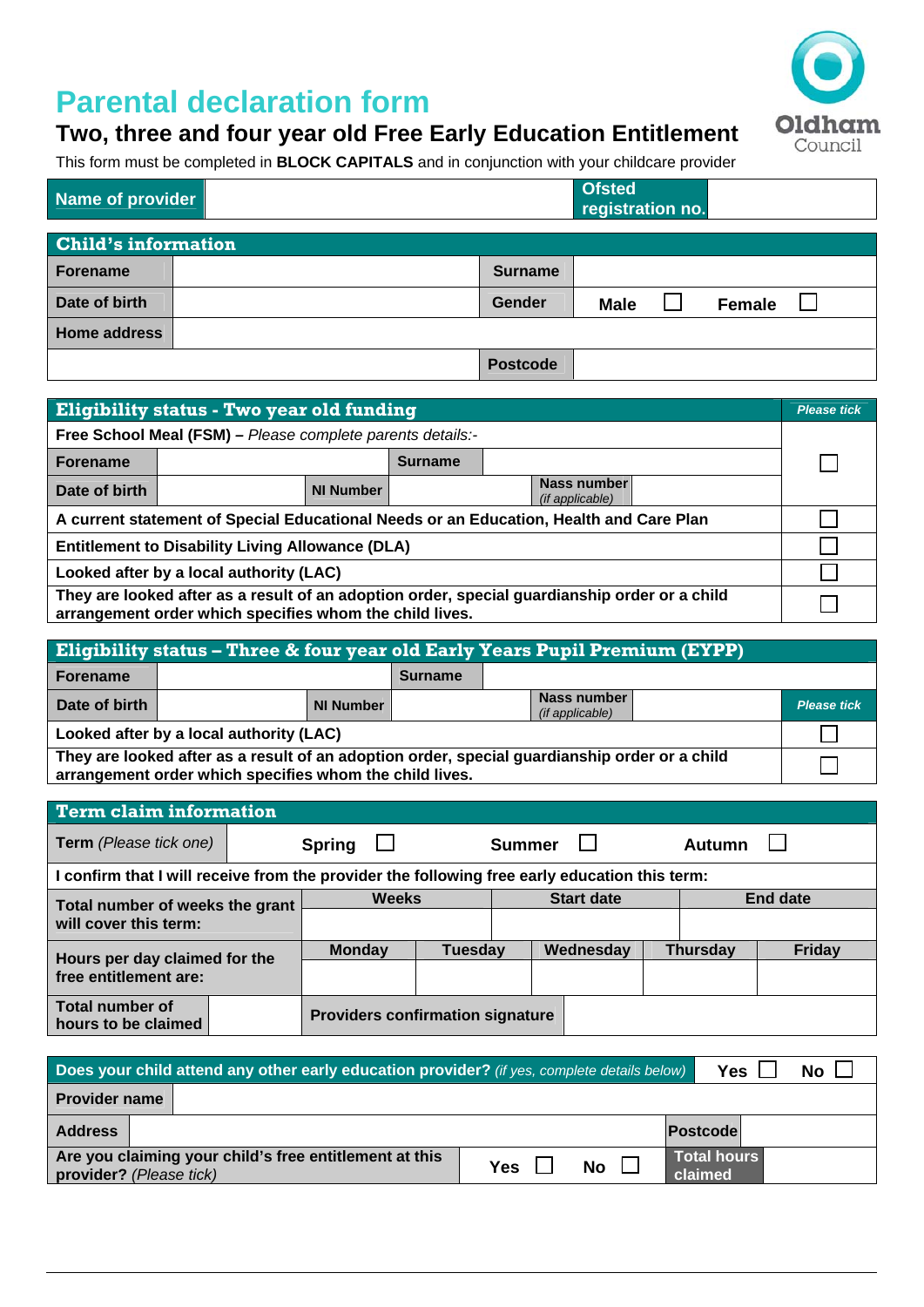# Parental declaration form

## Two, three and four year old Free Early Education Entitlement

Oldham Council

This form must be completed in **BLOCK CAPITALS** and in conjunction with your childcare provider

| Name of provider | | Ofsted registration no. | |
|---|---|---|---|

| Child's information | | | | |
|---|---|---|---|---|
| Forename | | Surname | | |
| Date of birth | | Gender | Male ☐ | Female ☐ |
| Home address | | | | |
| | | Postcode | | |

| Eligibility status - Two year old funding | | | | | | *Please tick* |
|---|---|---|---|---|---|---|
| **Free School Meal (FSM) –** *Please complete parents details:-* | | | | | | ☐ |
| Forename | | Surname | | | | |
| Date of birth | | NI Number | | Nass number *(if applicable)* | | |
| A current statement of Special Educational Needs or an Education, Health and Care Plan | | | | | | ☐ |
| Entitlement to Disability Living Allowance (DLA) | | | | | | ☐ |
| Looked after by a local authority (LAC) | | | | | | ☐ |
| They are looked after as a result of an adoption order, special guardianship order or a child arrangement order which specifies whom the child lives. | | | | | | ☐ |

| Eligibility status – Three & four year old Early Years Pupil Premium (EYPP) | | | | | | |
|---|---|---|---|---|---|---|
| Forename | | Surname | | | | |
| Date of birth | | NI Number | | Nass number *(if applicable)* | | *Please tick* |
| Looked after by a local authority (LAC) | | | | | | ☐ |
| They are looked after as a result of an adoption order, special guardianship order or a child arrangement order which specifies whom the child lives. | | | | | | ☐ |

| Term claim information | | | | | |
|---|---|---|---|---|---|
| **Term** *(Please tick one)* | Spring ☐ | | Summer ☐ | | Autumn ☐ |
| I confirm that I will receive from the provider the following free early education this term: | | | | | |
| Total number of weeks the grant will cover this term: | Weeks | | Start date | | End date |
| | | | | | |
| Hours per day claimed for the free entitlement are: | Monday | Tuesday | Wednesday | Thursday | Friday |
| | | | | | |
| Total number of hours to be claimed | | Providers confirmation signature | | | |

| Does your child attend any other early education provider? *(if yes, complete details below)* | | | Yes ☐ | No ☐ |
|---|---|---|---|---|
| Provider name | | | | |
| Address | | Postcode | | |
| Are you claiming your child's free entitlement at this provider? *(Please tick)* | Yes ☐ No ☐ | Total hours claimed | | |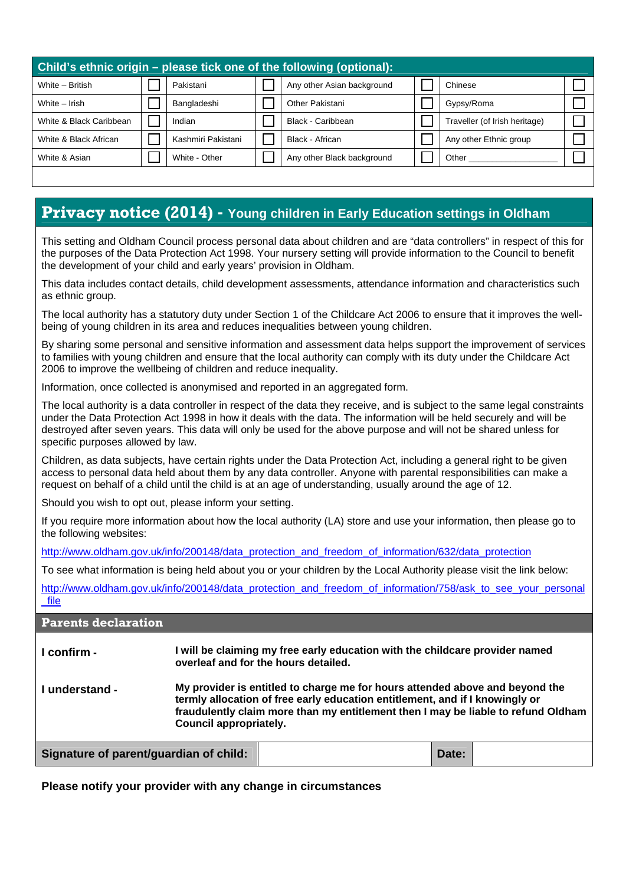## Child's ethnic origin – please tick one of the following (optional):

| | | | | | | | |
|---|---|---|---|---|---|---|---|
| White – British | ☐ | Pakistani | ☐ | Any other Asian background | ☐ | Chinese | ☐ |
| White – Irish | ☐ | Bangladeshi | ☐ | Other Pakistani | ☐ | Gypsy/Roma | ☐ |
| White & Black Caribbean | ☐ | Indian | ☐ | Black - Caribbean | ☐ | Traveller (of Irish heritage) | ☐ |
| White & Black African | ☐ | Kashmiri Pakistani | ☐ | Black - African | ☐ | Any other Ethnic group | ☐ |
| White & Asian | ☐ | White - Other | ☐ | Any other Black background | ☐ | Other \_\_\_\_\_\_\_\_\_\_\_\_\_\_\_\_ | ☐ |

## Privacy notice (2014) - Young children in Early Education settings in Oldham

This setting and Oldham Council process personal data about children and are "data controllers" in respect of this for the purposes of the Data Protection Act 1998. Your nursery setting will provide information to the Council to benefit the development of your child and early years' provision in Oldham.

This data includes contact details, child development assessments, attendance information and characteristics such as ethnic group.

The local authority has a statutory duty under Section 1 of the Childcare Act 2006 to ensure that it improves the well-being of young children in its area and reduces inequalities between young children.

By sharing some personal and sensitive information and assessment data helps support the improvement of services to families with young children and ensure that the local authority can comply with its duty under the Childcare Act 2006 to improve the wellbeing of children and reduce inequality.

Information, once collected is anonymised and reported in an aggregated form.

The local authority is a data controller in respect of the data they receive, and is subject to the same legal constraints under the Data Protection Act 1998 in how it deals with the data. The information will be held securely and will be destroyed after seven years. This data will only be used for the above purpose and will not be shared unless for specific purposes allowed by law.

Children, as data subjects, have certain rights under the Data Protection Act, including a general right to be given access to personal data held about them by any data controller. Anyone with parental responsibilities can make a request on behalf of a child until the child is at an age of understanding, usually around the age of 12.

Should you wish to opt out, please inform your setting.

If you require more information about how the local authority (LA) store and use your information, then please go to the following websites:

http://www.oldham.gov.uk/info/200148/data_protection_and_freedom_of_information/632/data_protection

To see what information is being held about you or your children by the Local Authority please visit the link below:

http://www.oldham.gov.uk/info/200148/data_protection_and_freedom_of_information/758/ask_to_see_your_personal_file

## Parents declaration

| | |
|---|---|
| **I confirm -** | **I will be claiming my free early education with the childcare provider named overleaf and for the hours detailed.** |
| **I understand -** | **My provider is entitled to charge me for hours attended above and beyond the termly allocation of free early education entitlement, and if I knowingly or fraudulently claim more than my entitlement then I may be liable to refund Oldham Council appropriately.** |

| | | | |
|---|---|---|---|
| **Signature of parent/guardian of child:** | | **Date:** | |

**Please notify your provider with any change in circumstances**